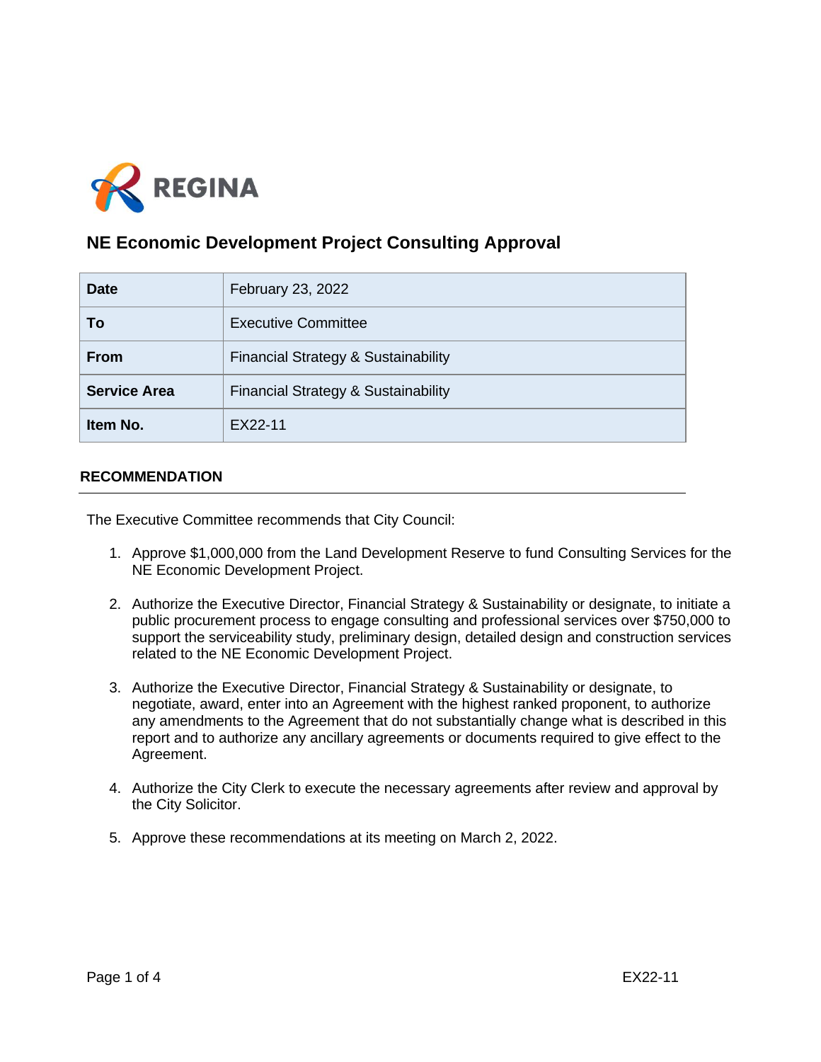REGINA

# NE Economic Development Project Consulting Approval

| | |
|---|---|
| **Date** | February 23, 2022 |
| **To** | Executive Committee |
| **From** | Financial Strategy & Sustainability |
| **Service Area** | Financial Strategy & Sustainability |
| **Item No.** | EX22-11 |

## RECOMMENDATION

The Executive Committee recommends that City Council:

1. Approve $1,000,000 from the Land Development Reserve to fund Consulting Services for the NE Economic Development Project.

2. Authorize the Executive Director, Financial Strategy & Sustainability or designate, to initiate a public procurement process to engage consulting and professional services over $750,000 to support the serviceability study, preliminary design, detailed design and construction services related to the NE Economic Development Project.

3. Authorize the Executive Director, Financial Strategy & Sustainability or designate, to negotiate, award, enter into an Agreement with the highest ranked proponent, to authorize any amendments to the Agreement that do not substantially change what is described in this report and to authorize any ancillary agreements or documents required to give effect to the Agreement.

4. Authorize the City Clerk to execute the necessary agreements after review and approval by the City Solicitor.

5. Approve these recommendations at its meeting on March 2, 2022.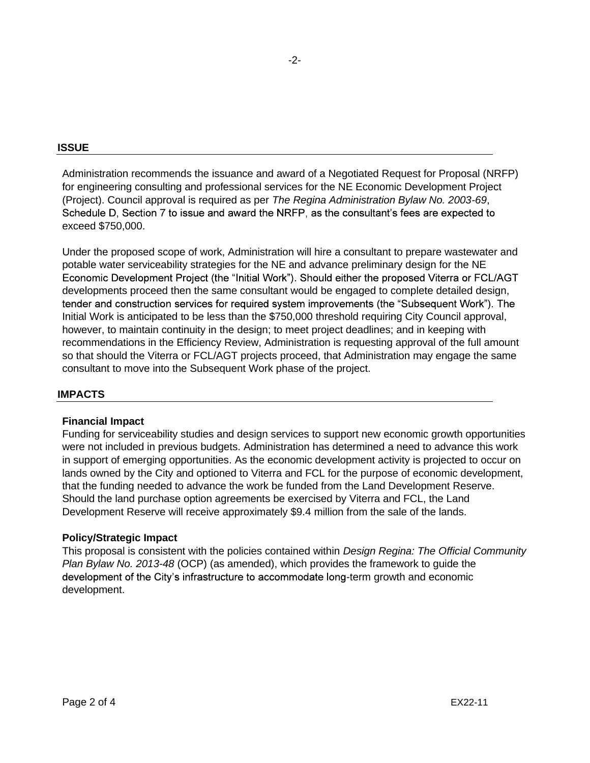## ISSUE

Administration recommends the issuance and award of a Negotiated Request for Proposal (NRFP) for engineering consulting and professional services for the NE Economic Development Project (Project). Council approval is required as per *The Regina Administration Bylaw No. 2003-69*, Schedule D, Section 7 to issue and award the NRFP, as the consultant's fees are expected to exceed $750,000.

Under the proposed scope of work, Administration will hire a consultant to prepare wastewater and potable water serviceability strategies for the NE and advance preliminary design for the NE Economic Development Project (the "Initial Work"). Should either the proposed Viterra or FCL/AGT developments proceed then the same consultant would be engaged to complete detailed design, tender and construction services for required system improvements (the "Subsequent Work"). The Initial Work is anticipated to be less than the $750,000 threshold requiring City Council approval, however, to maintain continuity in the design; to meet project deadlines; and in keeping with recommendations in the Efficiency Review, Administration is requesting approval of the full amount so that should the Viterra or FCL/AGT projects proceed, that Administration may engage the same consultant to move into the Subsequent Work phase of the project.

## IMPACTS

### Financial Impact

Funding for serviceability studies and design services to support new economic growth opportunities were not included in previous budgets. Administration has determined a need to advance this work in support of emerging opportunities. As the economic development activity is projected to occur on lands owned by the City and optioned to Viterra and FCL for the purpose of economic development, that the funding needed to advance the work be funded from the Land Development Reserve. Should the land purchase option agreements be exercised by Viterra and FCL, the Land Development Reserve will receive approximately $9.4 million from the sale of the lands.

### Policy/Strategic Impact

This proposal is consistent with the policies contained within *Design Regina: The Official Community Plan Bylaw No. 2013-48* (OCP) (as amended), which provides the framework to guide the development of the City's infrastructure to accommodate long-term growth and economic development.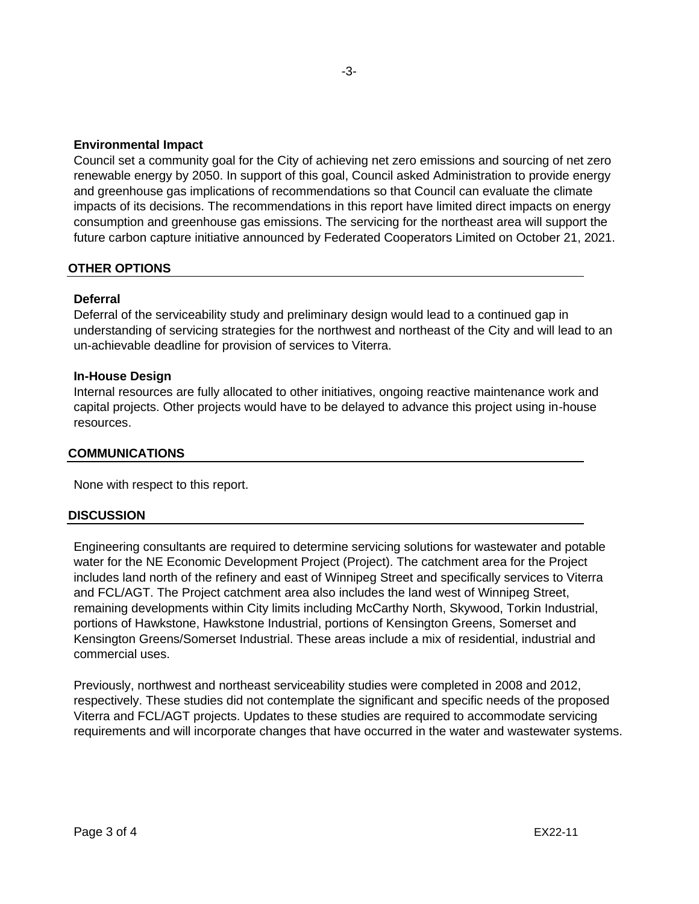**Environmental Impact**

Council set a community goal for the City of achieving net zero emissions and sourcing of net zero renewable energy by 2050. In support of this goal, Council asked Administration to provide energy and greenhouse gas implications of recommendations so that Council can evaluate the climate impacts of its decisions. The recommendations in this report have limited direct impacts on energy consumption and greenhouse gas emissions. The servicing for the northeast area will support the future carbon capture initiative announced by Federated Cooperators Limited on October 21, 2021.

## OTHER OPTIONS

**Deferral**

Deferral of the serviceability study and preliminary design would lead to a continued gap in understanding of servicing strategies for the northwest and northeast of the City and will lead to an un-achievable deadline for provision of services to Viterra.

**In-House Design**

Internal resources are fully allocated to other initiatives, ongoing reactive maintenance work and capital projects. Other projects would have to be delayed to advance this project using in-house resources.

## COMMUNICATIONS

None with respect to this report.

## DISCUSSION

Engineering consultants are required to determine servicing solutions for wastewater and potable water for the NE Economic Development Project (Project). The catchment area for the Project includes land north of the refinery and east of Winnipeg Street and specifically services to Viterra and FCL/AGT. The Project catchment area also includes the land west of Winnipeg Street, remaining developments within City limits including McCarthy North, Skywood, Torkin Industrial, portions of Hawkstone, Hawkstone Industrial, portions of Kensington Greens, Somerset and Kensington Greens/Somerset Industrial. These areas include a mix of residential, industrial and commercial uses.

Previously, northwest and northeast serviceability studies were completed in 2008 and 2012, respectively. These studies did not contemplate the significant and specific needs of the proposed Viterra and FCL/AGT projects. Updates to these studies are required to accommodate servicing requirements and will incorporate changes that have occurred in the water and wastewater systems.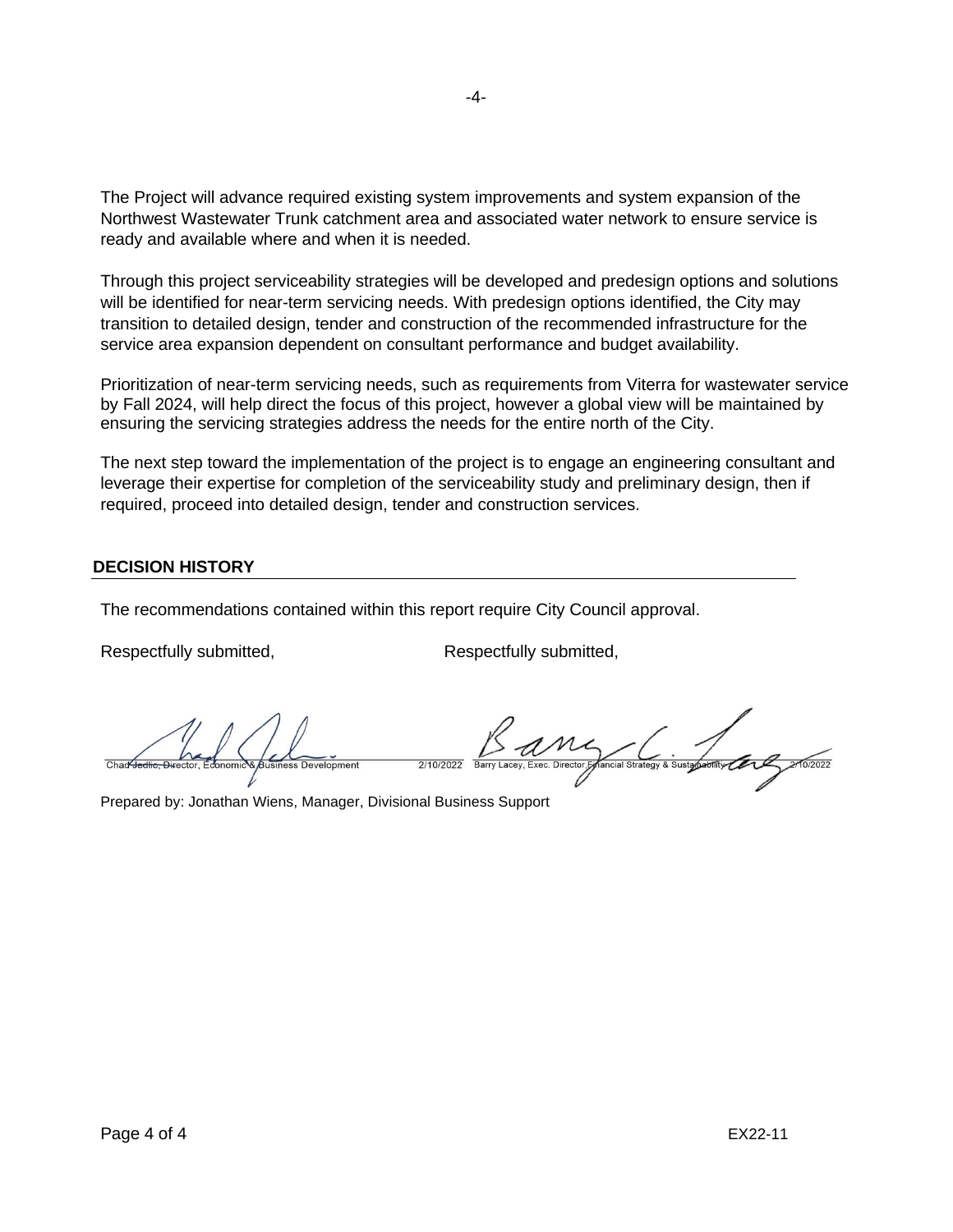The Project will advance required existing system improvements and system expansion of the Northwest Wastewater Trunk catchment area and associated water network to ensure service is ready and available where and when it is needed.

Through this project serviceability strategies will be developed and predesign options and solutions will be identified for near-term servicing needs. With predesign options identified, the City may transition to detailed design, tender and construction of the recommended infrastructure for the service area expansion dependent on consultant performance and budget availability.

Prioritization of near-term servicing needs, such as requirements from Viterra for wastewater service by Fall 2024, will help direct the focus of this project, however a global view will be maintained by ensuring the servicing strategies address the needs for the entire north of the City.

The next step toward the implementation of the project is to engage an engineering consultant and leverage their expertise for completion of the serviceability study and preliminary design, then if required, proceed into detailed design, tender and construction services.

## DECISION HISTORY

The recommendations contained within this report require City Council approval.

Respectfully submitted,

Chad Jedlic, Director, Economic & Business Development 2/10/2022

Respectfully submitted,

Barry Lacey, Exec. Director Financial Strategy & Sustainability 2/10/2022

Prepared by: Jonathan Wiens, Manager, Divisional Business Support